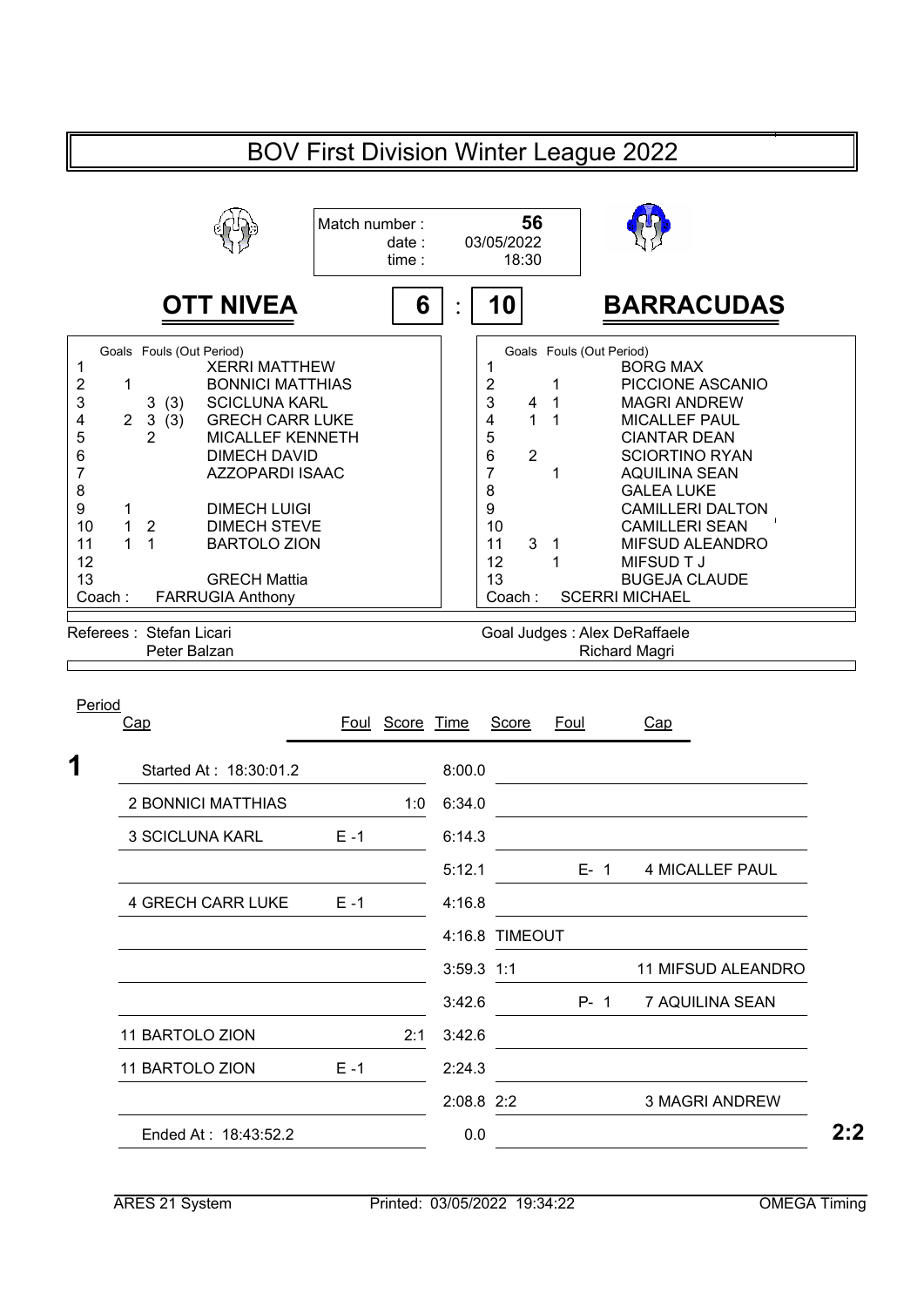# BOV First Division Winter League 2022

| | |
|---|---|
| Match number : | 56 |
| date : | 03/05/2022 |
| time : | 18:30 |

## OTT NIVEA 6 : 10 BARRACUDAS

| # | Goals | Fouls | (Out Period) | OTT NIVEA |
|---|---|---|---|---|
| 1 | | | | XERRI MATTHEW |
| 2 | 1 | | | BONNICI MATTHIAS |
| 3 | | 3 | (3) | SCICLUNA KARL |
| 4 | 2 | 3 | (3) | GRECH CARR LUKE |
| 5 | | 2 | | MICALLEF KENNETH |
| 6 | | | | DIMECH DAVID |
| 7 | | | | AZZOPARDI ISAAC |
| 8 | | | | |
| 9 | 1 | | | DIMECH LUIGI |
| 10 | 1 | 2 | | DIMECH STEVE |
| 11 | 1 | 1 | | BARTOLO ZION |
| 12 | | | | |
| 13 | | | | GRECH Mattia |
| Coach : | | | | FARRUGIA Anthony |

| # | Goals | Fouls | (Out Period) | BARRACUDAS |
|---|---|---|---|---|
| 1 | | | | BORG MAX |
| 2 | | 1 | | PICCIONE ASCANIO |
| 3 | 4 | 1 | | MAGRI ANDREW |
| 4 | 1 | 1 | | MICALLEF PAUL |
| 5 | | | | CIANTAR DEAN |
| 6 | 2 | | | SCIORTINO RYAN |
| 7 | | 1 | | AQUILINA SEAN |
| 8 | | | | GALEA LUKE |
| 9 | | | | CAMILLERI DALTON |
| 10 | | | | CAMILLERI SEAN |
| 11 | 3 | 1 | | MIFSUD ALEANDRO |
| 12 | | 1 | | MIFSUD T J |
| 13 | | | | BUGEJA CLAUDE |
| Coach : | | | | SCERRI MICHAEL |

Referees : Stefan Licari, Peter Balzan

Goal Judges : Alex DeRaffaele, Richard Magri

| Period | Cap | Foul | Score | Time | Score | Foul | Cap |
|---|---|---|---|---|---|---|---|
| **1** | Started At : 18:30:01.2 | | | 8:00.0 | | | |
| | 2 BONNICI MATTHIAS | | 1:0 | 6:34.0 | | | |
| | 3 SCICLUNA KARL | E -1 | | 6:14.3 | | | |
| | | | | 5:12.1 | | E- 1 | 4 MICALLEF PAUL |
| | 4 GRECH CARR LUKE | E -1 | | 4:16.8 | | | |
| | | | | 4:16.8 | TIMEOUT | | |
| | | | | 3:59.3 | 1:1 | | 11 MIFSUD ALEANDRO |
| | | | | 3:42.6 | | P- 1 | 7 AQUILINA SEAN |
| | 11 BARTOLO ZION | | 2:1 | 3:42.6 | | | |
| | 11 BARTOLO ZION | E -1 | | 2:24.3 | | | |
| | | | | 2:08.8 | 2:2 | | 3 MAGRI ANDREW |
| | Ended At : 18:43:52.2 | | | 0.0 | | | |

**2:2**

ARES 21 System — Printed: 03/05/2022 19:34:22 — OMEGA Timing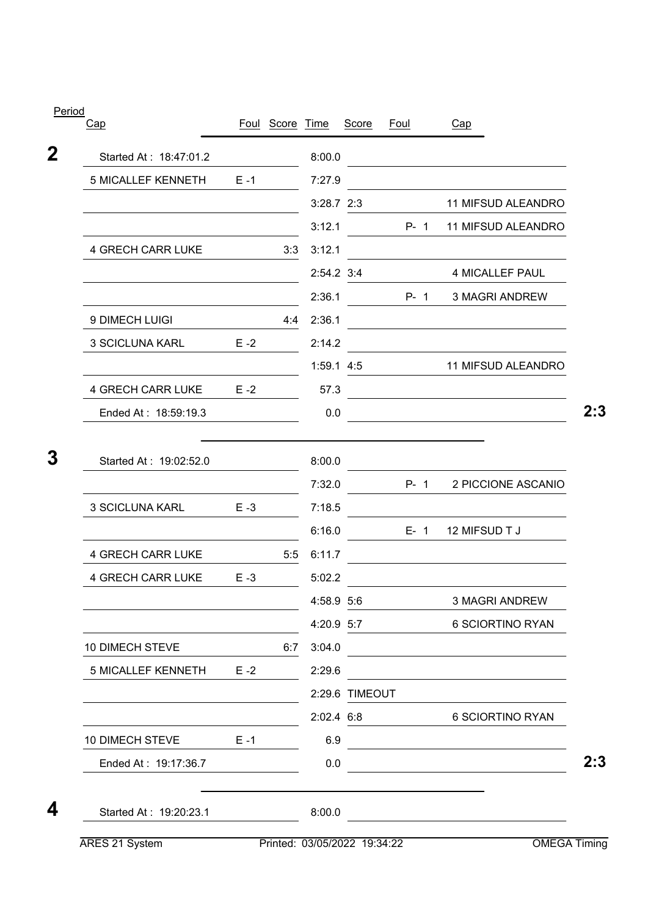| Period | Cap | Foul | Score | Time | Score | Foul | Cap | |
|---|---|---|---|---|---|---|---|---|
| **2** | Started At : 18:47:01.2 | | | 8:00.0 | | | | |
| | 5 MICALLEF KENNETH | E -1 | | 7:27.9 | | | | |
| | | | | 3:28.7 | 2:3 | | 11 MIFSUD ALEANDRO | |
| | | | | 3:12.1 | | P- 1 | 11 MIFSUD ALEANDRO | |
| | 4 GRECH CARR LUKE | | 3:3 | 3:12.1 | | | | |
| | | | | 2:54.2 | 3:4 | | 4 MICALLEF PAUL | |
| | | | | 2:36.1 | | P- 1 | 3 MAGRI ANDREW | |
| | 9 DIMECH LUIGI | | 4:4 | 2:36.1 | | | | |
| | 3 SCICLUNA KARL | E -2 | | 2:14.2 | | | | |
| | | | | 1:59.1 | 4:5 | | 11 MIFSUD ALEANDRO | |
| | 4 GRECH CARR LUKE | E -2 | | 57.3 | | | | |
| | Ended At : 18:59:19.3 | | | 0.0 | | | | **2:3** |
| **3** | Started At : 19:02:52.0 | | | 8:00.0 | | | | |
| | | | | 7:32.0 | | P- 1 | 2 PICCIONE ASCANIO | |
| | 3 SCICLUNA KARL | E -3 | | 7:18.5 | | | | |
| | | | | 6:16.0 | | E- 1 | 12 MIFSUD T J | |
| | 4 GRECH CARR LUKE | | 5:5 | 6:11.7 | | | | |
| | 4 GRECH CARR LUKE | E -3 | | 5:02.2 | | | | |
| | | | | 4:58.9 | 5:6 | | 3 MAGRI ANDREW | |
| | | | | 4:20.9 | 5:7 | | 6 SCIORTINO RYAN | |
| | 10 DIMECH STEVE | | 6:7 | 3:04.0 | | | | |
| | 5 MICALLEF KENNETH | E -2 | | 2:29.6 | | | | |
| | | | | 2:29.6 | TIMEOUT | | | |
| | | | | 2:02.4 | 6:8 | | 6 SCIORTINO RYAN | |
| | 10 DIMECH STEVE | E -1 | | 6.9 | | | | |
| | Ended At : 19:17:36.7 | | | 0.0 | | | | **2:3** |
| **4** | Started At : 19:20:23.1 | | | 8:00.0 | | | | |

ARES 21 System — Printed: 03/05/2022 19:34:22 — OMEGA Timing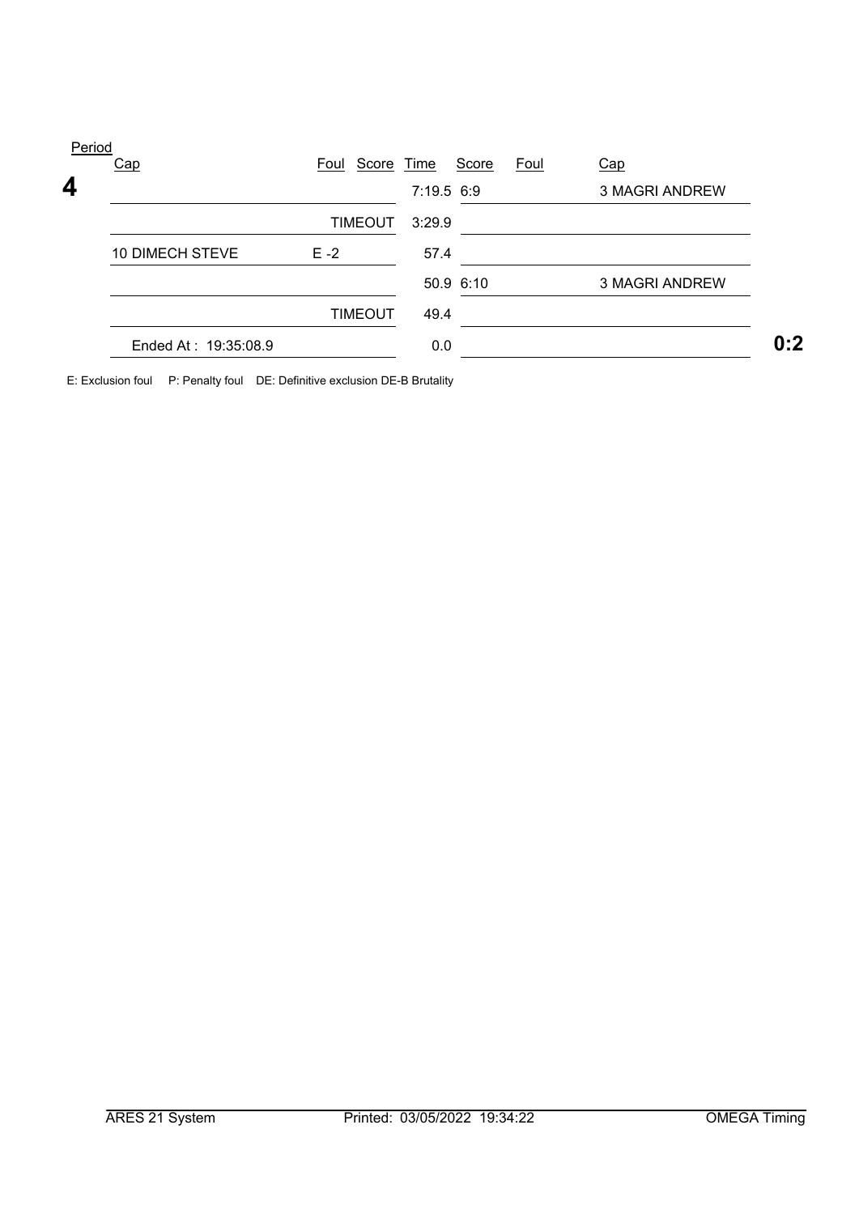| Period | Cap | Foul | Score | Time | Score | Foul | Cap | |
|---|---|---|---|---|---|---|---|---|
| 4 | | | | 7:19.5 | 6:9 | | 3 MAGRI ANDREW | |
| | | | TIMEOUT | 3:29.9 | | | | |
| | 10 DIMECH STEVE | E -2 | | 57.4 | | | | |
| | | | | 50.9 | 6:10 | | 3 MAGRI ANDREW | |
| | | | TIMEOUT | 49.4 | | | | |
| | Ended At : 19:35:08.9 | | | 0.0 | | | | 0:2 |

E: Exclusion foul P: Penalty foul DE: Definitive exclusion DE-B Brutality

ARES 21 System Printed: 03/05/2022 19:34:22 OMEGA Timing